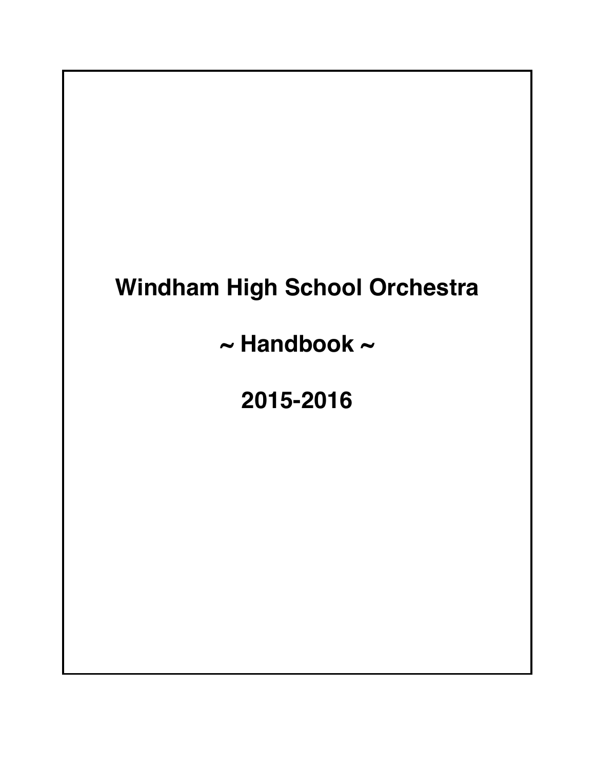# Windham High School Orchestra

## ~ Handbook ~

## 2015-2016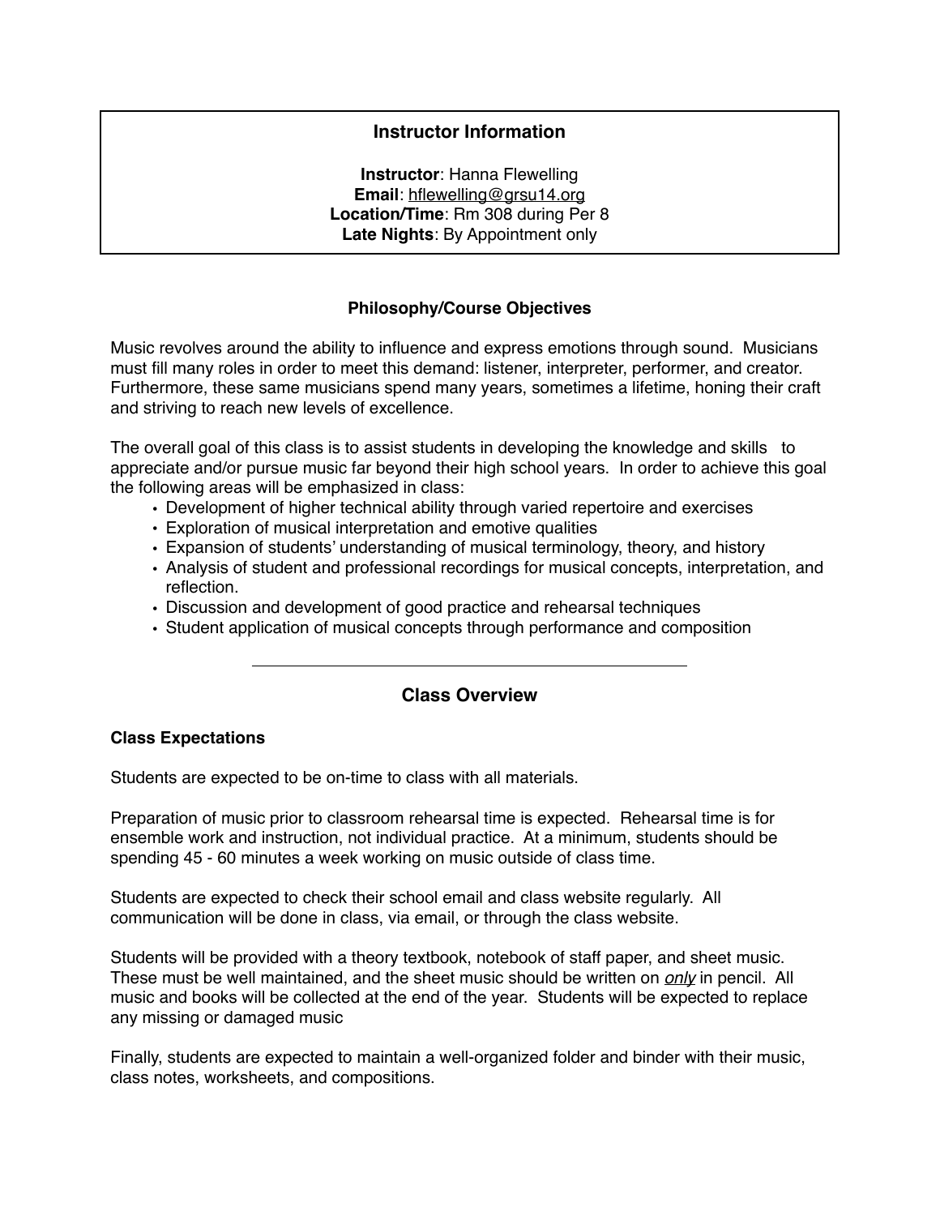## Instructor Information

**Instructor**: Hanna Flewelling
**Email**: hflewelling@grsu14.org
**Location/Time**: Rm 308 during Per 8
**Late Nights**: By Appointment only

### Philosophy/Course Objectives

Music revolves around the ability to influence and express emotions through sound. Musicians must fill many roles in order to meet this demand: listener, interpreter, performer, and creator. Furthermore, these same musicians spend many years, sometimes a lifetime, honing their craft and striving to reach new levels of excellence.

The overall goal of this class is to assist students in developing the knowledge and skills to appreciate and/or pursue music far beyond their high school years. In order to achieve this goal the following areas will be emphasized in class:

- Development of higher technical ability through varied repertoire and exercises
- Exploration of musical interpretation and emotive qualities
- Expansion of students' understanding of musical terminology, theory, and history
- Analysis of student and professional recordings for musical concepts, interpretation, and reflection.
- Discussion and development of good practice and rehearsal techniques
- Student application of musical concepts through performance and composition

---

## Class Overview

### Class Expectations

Students are expected to be on-time to class with all materials.

Preparation of music prior to classroom rehearsal time is expected. Rehearsal time is for ensemble work and instruction, not individual practice. At a minimum, students should be spending 45 - 60 minutes a week working on music outside of class time.

Students are expected to check their school email and class website regularly. All communication will be done in class, via email, or through the class website.

Students will be provided with a theory textbook, notebook of staff paper, and sheet music. These must be well maintained, and the sheet music should be written on ***only*** in pencil. All music and books will be collected at the end of the year. Students will be expected to replace any missing or damaged music

Finally, students are expected to maintain a well-organized folder and binder with their music, class notes, worksheets, and compositions.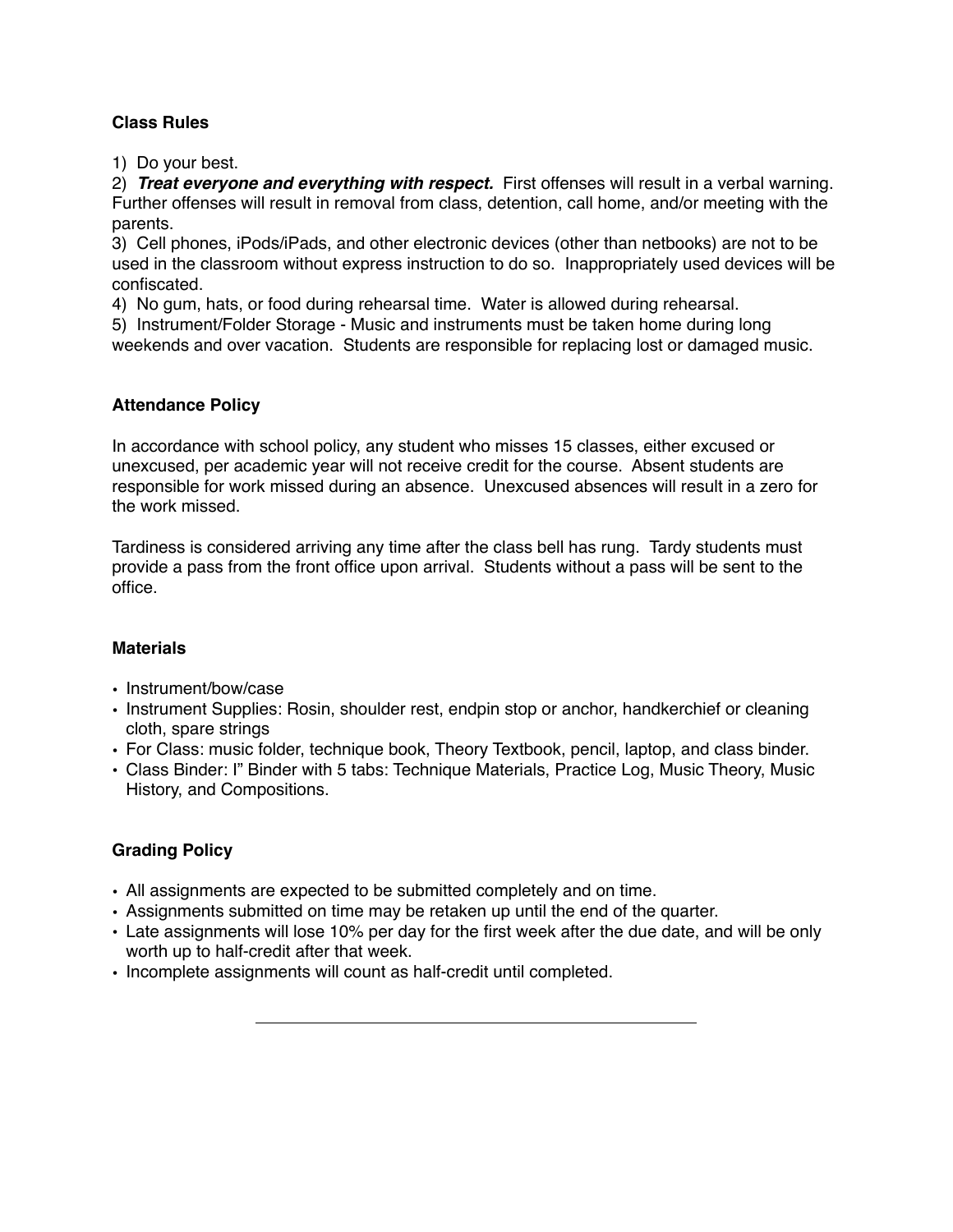### Class Rules

1) Do your best.
2) ***Treat everyone and everything with respect.*** First offenses will result in a verbal warning. Further offenses will result in removal from class, detention, call home, and/or meeting with the parents.
3) Cell phones, iPods/iPads, and other electronic devices (other than netbooks) are not to be used in the classroom without express instruction to do so. Inappropriately used devices will be confiscated.
4) No gum, hats, or food during rehearsal time. Water is allowed during rehearsal.
5) Instrument/Folder Storage - Music and instruments must be taken home during long weekends and over vacation. Students are responsible for replacing lost or damaged music.

### Attendance Policy

In accordance with school policy, any student who misses 15 classes, either excused or unexcused, per academic year will not receive credit for the course. Absent students are responsible for work missed during an absence. Unexcused absences will result in a zero for the work missed.

Tardiness is considered arriving any time after the class bell has rung. Tardy students must provide a pass from the front office upon arrival. Students without a pass will be sent to the office.

### Materials

- Instrument/bow/case
- Instrument Supplies: Rosin, shoulder rest, endpin stop or anchor, handkerchief or cleaning cloth, spare strings
- For Class: music folder, technique book, Theory Textbook, pencil, laptop, and class binder.
- Class Binder: I" Binder with 5 tabs: Technique Materials, Practice Log, Music Theory, Music History, and Compositions.

### Grading Policy

- All assignments are expected to be submitted completely and on time.
- Assignments submitted on time may be retaken up until the end of the quarter.
- Late assignments will lose 10% per day for the first week after the due date, and will be only worth up to half-credit after that week.
- Incomplete assignments will count as half-credit until completed.

---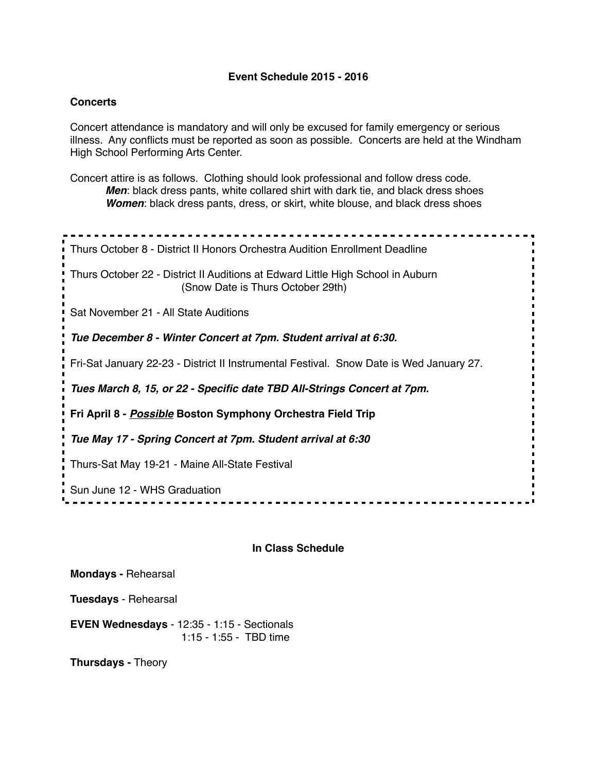## Event Schedule 2015 - 2016

**Concerts**

Concert attendance is mandatory and will only be excused for family emergency or serious illness. Any conflicts must be reported as soon as possible. Concerts are held at the Windham High School Performing Arts Center.

Concert attire is as follows. Clothing should look professional and follow dress code.

- ***Men***: black dress pants, white collared shirt with dark tie, and black dress shoes
- ***Women***: black dress pants, dress, or skirt, white blouse, and black dress shoes

Thurs October 8 - District II Honors Orchestra Audition Enrollment Deadline

Thurs October 22 - District II Auditions at Edward Little High School in Auburn
(Snow Date is Thurs October 29th)

Sat November 21 - All State Auditions

***Tue December 8 - Winter Concert at 7pm. Student arrival at 6:30.***

Fri-Sat January 22-23 - District II Instrumental Festival. Snow Date is Wed January 27.

***Tues March 8, 15, or 22 - Specific date TBD All-Strings Concert at 7pm.***

**Fri April 8 - *Possible* Boston Symphony Orchestra Field Trip**

***Tue May 17 - Spring Concert at 7pm. Student arrival at 6:30***

Thurs-Sat May 19-21 - Maine All-State Festival

Sun June 12 - WHS Graduation

## In Class Schedule

**Mondays -** Rehearsal

**Tuesdays** - Rehearsal

**EVEN Wednesdays** - 12:35 - 1:15 - Sectionals
1:15 - 1:55 - TBD time

**Thursdays -** Theory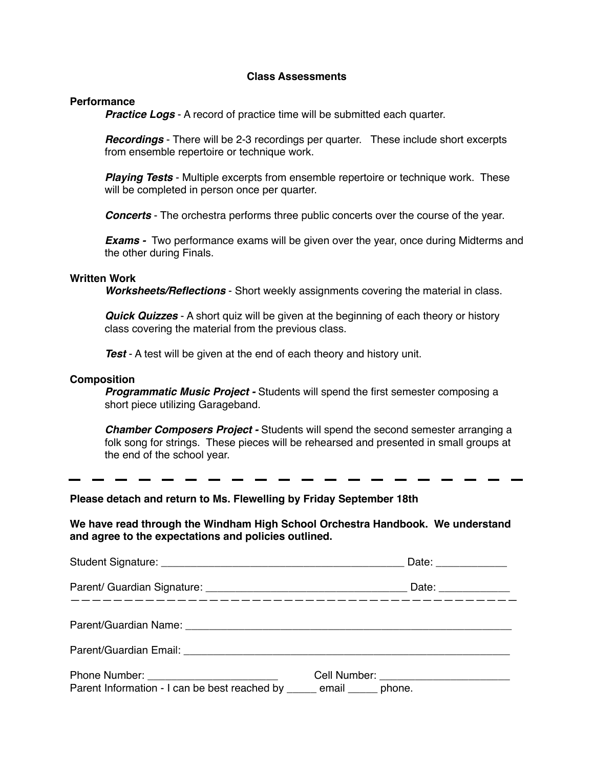## Class Assessments

### Performance

***Practice Logs*** - A record of practice time will be submitted each quarter.

***Recordings*** - There will be 2-3 recordings per quarter. These include short excerpts from ensemble repertoire or technique work.

***Playing Tests*** - Multiple excerpts from ensemble repertoire or technique work. These will be completed in person once per quarter.

***Concerts*** - The orchestra performs three public concerts over the course of the year.

***Exams -*** Two performance exams will be given over the year, once during Midterms and the other during Finals.

### Written Work

***Worksheets/Reflections*** - Short weekly assignments covering the material in class.

***Quick Quizzes*** - A short quiz will be given at the beginning of each theory or history class covering the material from the previous class.

***Test*** - A test will be given at the end of each theory and history unit.

### Composition

***Programmatic Music Project -*** Students will spend the first semester composing a short piece utilizing Garageband.

***Chamber Composers Project -*** Students will spend the second semester arranging a folk song for strings. These pieces will be rehearsed and presented in small groups at the end of the school year.

---

**Please detach and return to Ms. Flewelling by Friday September 18th**

**We have read through the Windham High School Orchestra Handbook. We understand and agree to the expectations and policies outlined.**

Student Signature: ________________________________________ Date: ___________

Parent/ Guardian Signature: ________________________________ Date: ___________

---

Parent/Guardian Name: ________________________________________________________

Parent/Guardian Email: ________________________________________________________

Phone Number: ______________________ Cell Number: ______________________

Parent Information - I can be best reached by _____ email _____ phone.